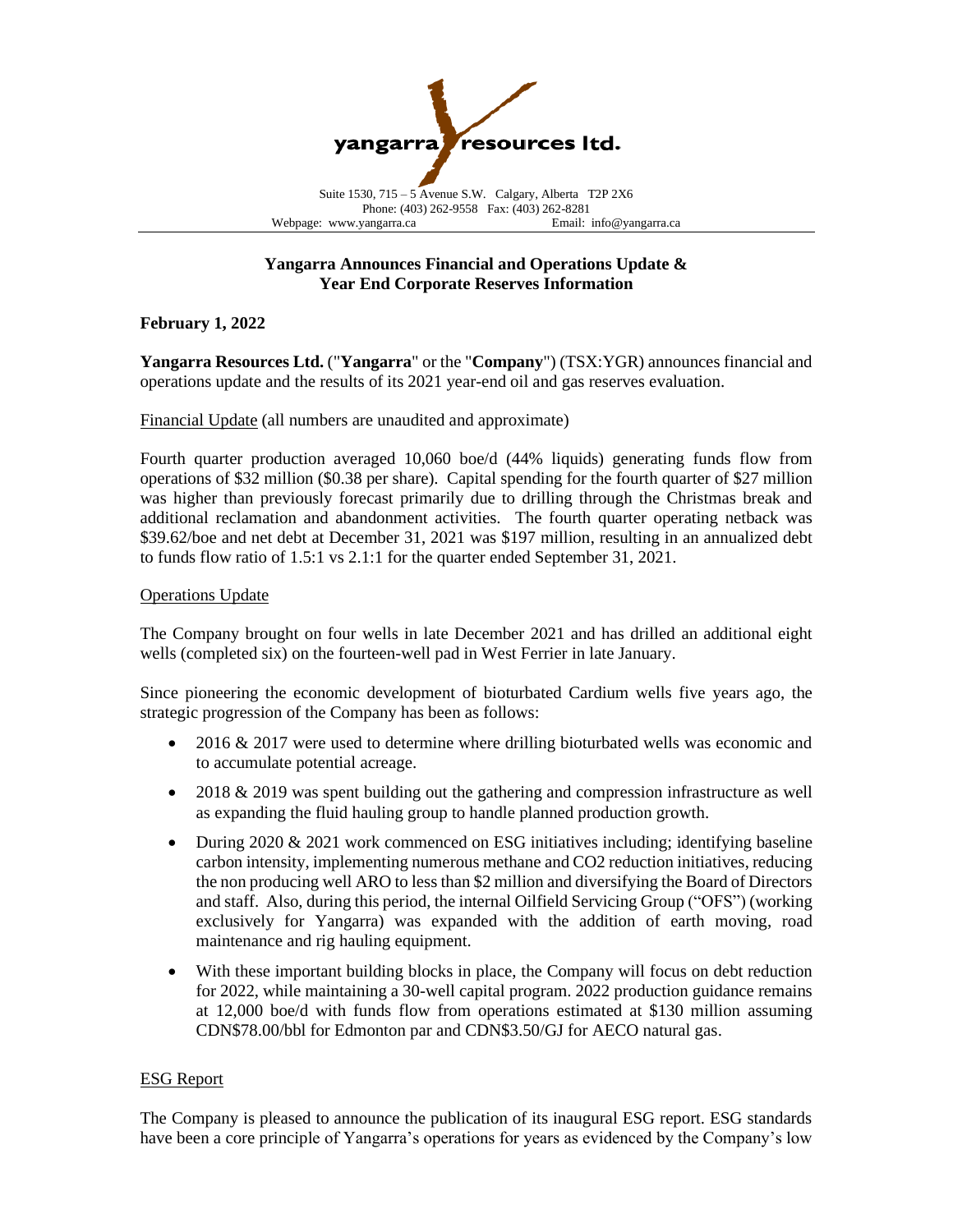yangarra resources ltd.

Suite 1530, 715 – 5 Avenue S.W. Calgary, Alberta T2P 2X6
Phone: (403) 262-9558 Fax: (403) 262-8281
Webpage: www.yangarra.ca Email: info@yangarra.ca

# Yangarra Announces Financial and Operations Update & Year End Corporate Reserves Information

**February 1, 2022**

**Yangarra Resources Ltd.** ("**Yangarra**" or the "**Company**") (TSX:YGR) announces financial and operations update and the results of its 2021 year-end oil and gas reserves evaluation.

Financial Update (all numbers are unaudited and approximate)

Fourth quarter production averaged 10,060 boe/d (44% liquids) generating funds flow from operations of $32 million ($0.38 per share). Capital spending for the fourth quarter of $27 million was higher than previously forecast primarily due to drilling through the Christmas break and additional reclamation and abandonment activities. The fourth quarter operating netback was $39.62/boe and net debt at December 31, 2021 was $197 million, resulting in an annualized debt to funds flow ratio of 1.5:1 vs 2.1:1 for the quarter ended September 31, 2021.

Operations Update

The Company brought on four wells in late December 2021 and has drilled an additional eight wells (completed six) on the fourteen-well pad in West Ferrier in late January.

Since pioneering the economic development of bioturbated Cardium wells five years ago, the strategic progression of the Company has been as follows:

- 2016 & 2017 were used to determine where drilling bioturbated wells was economic and to accumulate potential acreage.
- 2018 & 2019 was spent building out the gathering and compression infrastructure as well as expanding the fluid hauling group to handle planned production growth.
- During 2020 & 2021 work commenced on ESG initiatives including; identifying baseline carbon intensity, implementing numerous methane and CO2 reduction initiatives, reducing the non producing well ARO to less than $2 million and diversifying the Board of Directors and staff. Also, during this period, the internal Oilfield Servicing Group ("OFS") (working exclusively for Yangarra) was expanded with the addition of earth moving, road maintenance and rig hauling equipment.
- With these important building blocks in place, the Company will focus on debt reduction for 2022, while maintaining a 30-well capital program. 2022 production guidance remains at 12,000 boe/d with funds flow from operations estimated at $130 million assuming CDN$78.00/bbl for Edmonton par and CDN$3.50/GJ for AECO natural gas.

ESG Report

The Company is pleased to announce the publication of its inaugural ESG report. ESG standards have been a core principle of Yangarra's operations for years as evidenced by the Company's low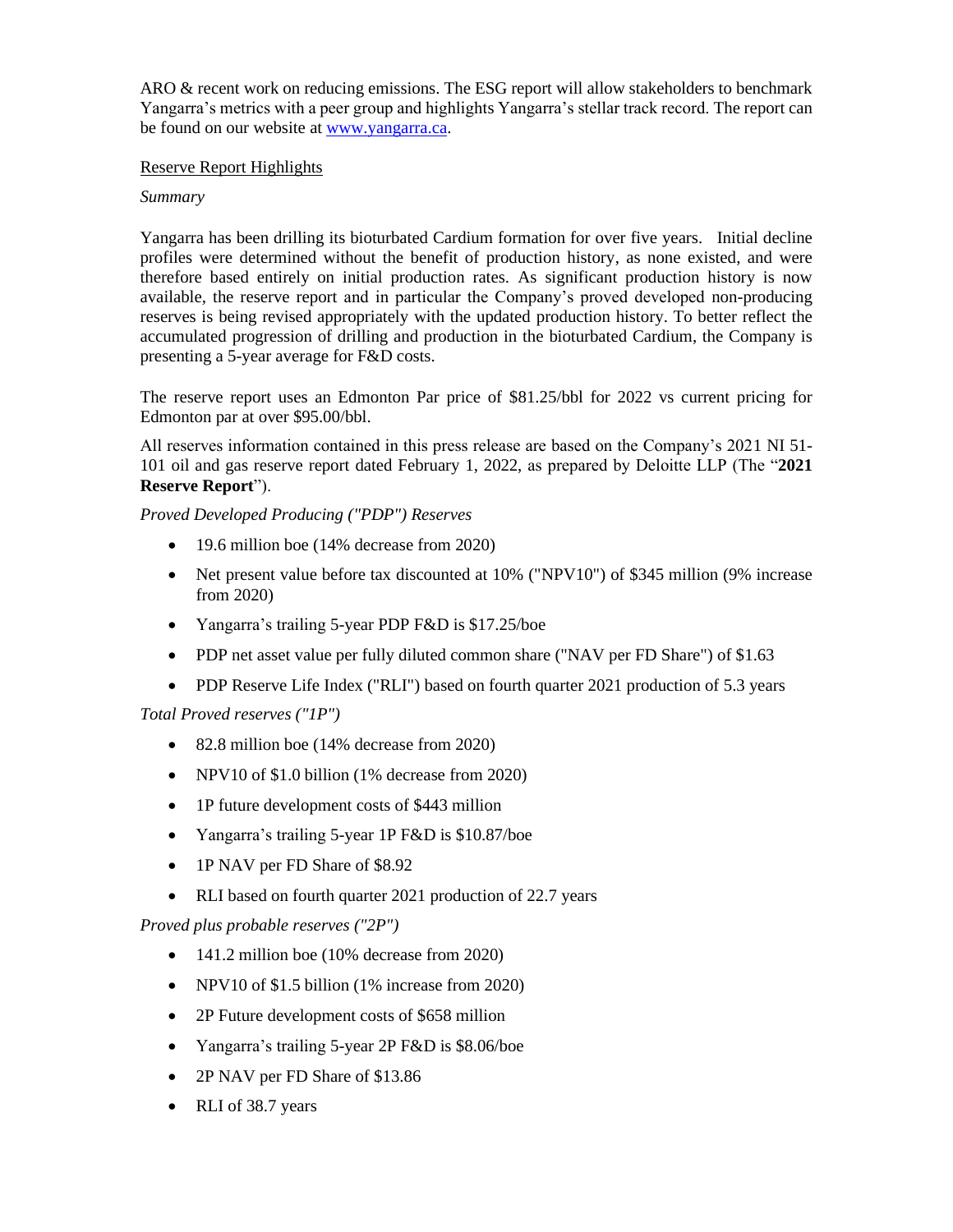ARO & recent work on reducing emissions. The ESG report will allow stakeholders to benchmark Yangarra's metrics with a peer group and highlights Yangarra's stellar track record. The report can be found on our website at www.yangarra.ca.

## Reserve Report Highlights

*Summary*

Yangarra has been drilling its bioturbated Cardium formation for over five years. Initial decline profiles were determined without the benefit of production history, as none existed, and were therefore based entirely on initial production rates. As significant production history is now available, the reserve report and in particular the Company's proved developed non-producing reserves is being revised appropriately with the updated production history. To better reflect the accumulated progression of drilling and production in the bioturbated Cardium, the Company is presenting a 5-year average for F&D costs.

The reserve report uses an Edmonton Par price of $81.25/bbl for 2022 vs current pricing for Edmonton par at over $95.00/bbl.

All reserves information contained in this press release are based on the Company's 2021 NI 51-101 oil and gas reserve report dated February 1, 2022, as prepared by Deloitte LLP (The "**2021 Reserve Report**").

*Proved Developed Producing ("PDP") Reserves*

- 19.6 million boe (14% decrease from 2020)
- Net present value before tax discounted at 10% ("NPV10") of $345 million (9% increase from 2020)
- Yangarra's trailing 5-year PDP F&D is $17.25/boe
- PDP net asset value per fully diluted common share ("NAV per FD Share") of $1.63
- PDP Reserve Life Index ("RLI") based on fourth quarter 2021 production of 5.3 years

*Total Proved reserves ("1P")*

- 82.8 million boe (14% decrease from 2020)
- NPV10 of $1.0 billion (1% decrease from 2020)
- 1P future development costs of $443 million
- Yangarra's trailing 5-year 1P F&D is $10.87/boe
- 1P NAV per FD Share of $8.92
- RLI based on fourth quarter 2021 production of 22.7 years

*Proved plus probable reserves ("2P")*

- 141.2 million boe (10% decrease from 2020)
- NPV10 of $1.5 billion (1% increase from 2020)
- 2P Future development costs of $658 million
- Yangarra's trailing 5-year 2P F&D is $8.06/boe
- 2P NAV per FD Share of $13.86
- RLI of 38.7 years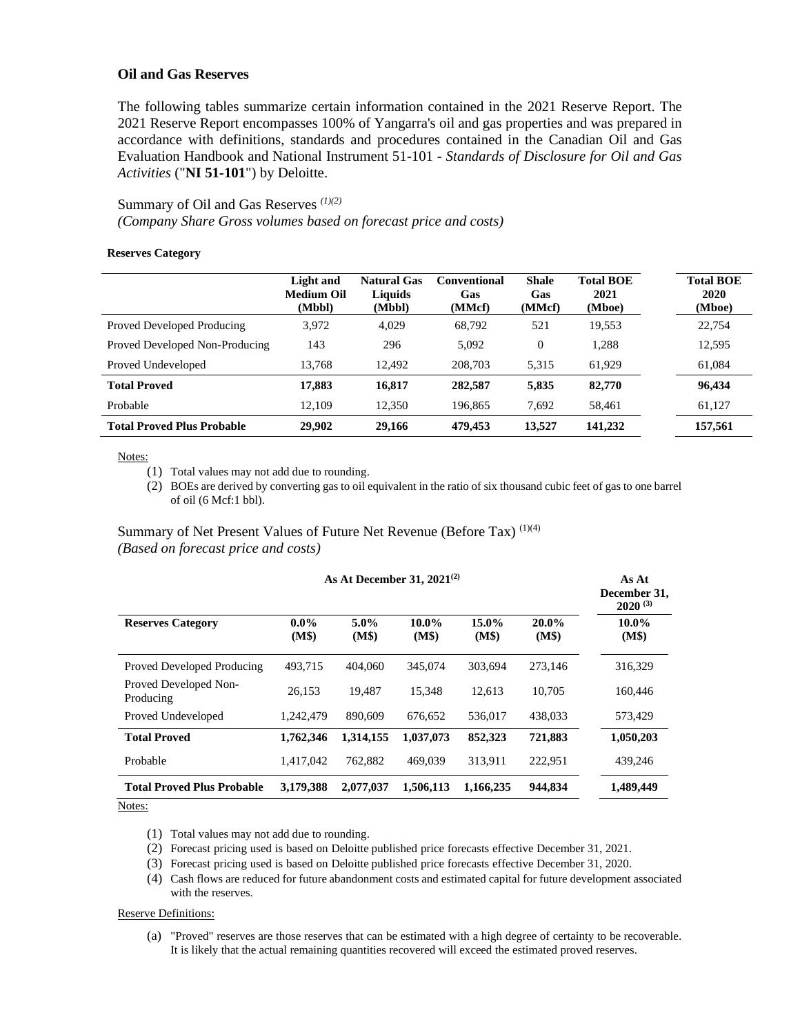### Oil and Gas Reserves

The following tables summarize certain information contained in the 2021 Reserve Report. The 2021 Reserve Report encompasses 100% of Yangarra's oil and gas properties and was prepared in accordance with definitions, standards and procedures contained in the Canadian Oil and Gas Evaluation Handbook and National Instrument 51-101 - *Standards of Disclosure for Oil and Gas Activities* ("**NI 51-101**") by Deloitte.

Summary of Oil and Gas Reserves [(1)(2)]
*(Company Share Gross volumes based on forecast price and costs)*

**Reserves Category**

| | Light and Medium Oil (Mbbl) | Natural Gas Liquids (Mbbl) | Conventional Gas (MMcf) | Shale Gas (MMcf) | Total BOE 2021 (Mboe) | Total BOE 2020 (Mboe) |
|---|---|---|---|---|---|---|
| Proved Developed Producing | 3,972 | 4,029 | 68,792 | 521 | 19,553 | 22,754 |
| Proved Developed Non-Producing | 143 | 296 | 5,092 | 0 | 1,288 | 12,595 |
| Proved Undeveloped | 13,768 | 12,492 | 208,703 | 5,315 | 61,929 | 61,084 |
| **Total Proved** | **17,883** | **16,817** | **282,587** | **5,835** | **82,770** | **96,434** |
| Probable | 12,109 | 12,350 | 196,865 | 7,692 | 58,461 | 61,127 |
| **Total Proved Plus Probable** | **29,902** | **29,166** | **479,453** | **13,527** | **141,232** | **157,561** |

Notes:

1. Total values may not add due to rounding.
2. BOEs are derived by converting gas to oil equivalent in the ratio of six thousand cubic feet of gas to one barrel of oil (6 Mcf:1 bbl).

Summary of Net Present Values of Future Net Revenue (Before Tax) [(1)(4)]
*(Based on forecast price and costs)*

| | As At December 31, 2021[(2)] | | | | | As At December 31, 2020 [(3)] |
|---|---|---|---|---|---|---|
| **Reserves Category** | **0.0% (M$)** | **5.0% (M$)** | **10.0% (M$)** | **15.0% (M$)** | **20.0% (M$)** | **10.0% (M$)** |
| Proved Developed Producing | 493,715 | 404,060 | 345,074 | 303,694 | 273,146 | 316,329 |
| Proved Developed Non-Producing | 26,153 | 19,487 | 15,348 | 12,613 | 10,705 | 160,446 |
| Proved Undeveloped | 1,242,479 | 890,609 | 676,652 | 536,017 | 438,033 | 573,429 |
| **Total Proved** | **1,762,346** | **1,314,155** | **1,037,073** | **852,323** | **721,883** | **1,050,203** |
| Probable | 1,417,042 | 762,882 | 469,039 | 313,911 | 222,951 | 439,246 |
| **Total Proved Plus Probable** | **3,179,388** | **2,077,037** | **1,506,113** | **1,166,235** | **944,834** | **1,489,449** |

Notes:

1. Total values may not add due to rounding.
2. Forecast pricing used is based on Deloitte published price forecasts effective December 31, 2021.
3. Forecast pricing used is based on Deloitte published price forecasts effective December 31, 2020.
4. Cash flows are reduced for future abandonment costs and estimated capital for future development associated with the reserves.

Reserve Definitions:

(a) "Proved" reserves are those reserves that can be estimated with a high degree of certainty to be recoverable. It is likely that the actual remaining quantities recovered will exceed the estimated proved reserves.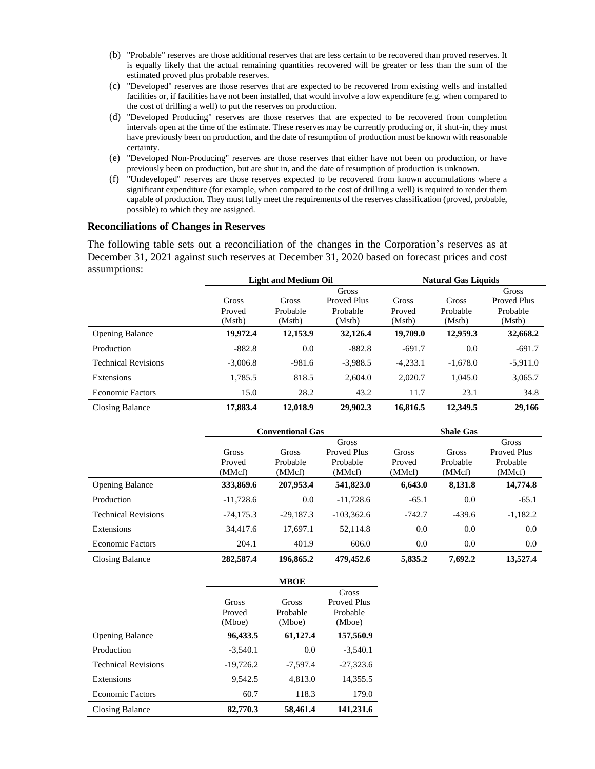(b) "Probable" reserves are those additional reserves that are less certain to be recovered than proved reserves. It is equally likely that the actual remaining quantities recovered will be greater or less than the sum of the estimated proved plus probable reserves.

(c) "Developed" reserves are those reserves that are expected to be recovered from existing wells and installed facilities or, if facilities have not been installed, that would involve a low expenditure (e.g. when compared to the cost of drilling a well) to put the reserves on production.

(d) "Developed Producing" reserves are those reserves that are expected to be recovered from completion intervals open at the time of the estimate. These reserves may be currently producing or, if shut-in, they must have previously been on production, and the date of resumption of production must be known with reasonable certainty.

(e) "Developed Non-Producing" reserves are those reserves that either have not been on production, or have previously been on production, but are shut in, and the date of resumption of production is unknown.

(f) "Undeveloped" reserves are those reserves expected to be recovered from known accumulations where a significant expenditure (for example, when compared to the cost of drilling a well) is required to render them capable of production. They must fully meet the requirements of the reserves classification (proved, probable, possible) to which they are assigned.

## Reconciliations of Changes in Reserves

The following table sets out a reconciliation of the changes in the Corporation's reserves as at December 31, 2021 against such reserves at December 31, 2020 based on forecast prices and cost assumptions:

| | Light and Medium Oil | | | Natural Gas Liquids | | |
|---|---|---|---|---|---|---|
| | Gross Proved (Mstb) | Gross Probable (Mstb) | Gross Proved Plus Probable (Mstb) | Gross Proved (Mstb) | Gross Probable (Mstb) | Gross Proved Plus Probable (Mstb) |
| Opening Balance | **19,972.4** | **12,153.9** | **32,126.4** | **19,709.0** | **12,959.3** | **32,668.2** |
| Production | -882.8 | 0.0 | -882.8 | -691.7 | 0.0 | -691.7 |
| Technical Revisions | -3,006.8 | -981.6 | -3,988.5 | -4,233.1 | -1,678.0 | -5,911.0 |
| Extensions | 1,785.5 | 818.5 | 2,604.0 | 2,020.7 | 1,045.0 | 3,065.7 |
| Economic Factors | 15.0 | 28.2 | 43.2 | 11.7 | 23.1 | 34.8 |
| Closing Balance | **17,883.4** | **12,018.9** | **29,902.3** | **16,816.5** | **12,349.5** | **29,166** |

| | Conventional Gas | | | Shale Gas | | |
|---|---|---|---|---|---|---|
| | Gross Proved (MMcf) | Gross Probable (MMcf) | Gross Proved Plus Probable (MMcf) | Gross Proved (MMcf) | Gross Probable (MMcf) | Gross Proved Plus Probable (MMcf) |
| Opening Balance | **333,869.6** | **207,953.4** | **541,823.0** | **6,643.0** | **8,131.8** | **14,774.8** |
| Production | -11,728.6 | 0.0 | -11,728.6 | -65.1 | 0.0 | -65.1 |
| Technical Revisions | -74,175.3 | -29,187.3 | -103,362.6 | -742.7 | -439.6 | -1,182.2 |
| Extensions | 34,417.6 | 17,697.1 | 52,114.8 | 0.0 | 0.0 | 0.0 |
| Economic Factors | 204.1 | 401.9 | 606.0 | 0.0 | 0.0 | 0.0 |
| Closing Balance | **282,587.4** | **196,865.2** | **479,452.6** | **5,835.2** | **7,692.2** | **13,527.4** |

| | MBOE | | |
|---|---|---|---|
| | Gross Proved (Mboe) | Gross Probable (Mboe) | Gross Proved Plus Probable (Mboe) |
| Opening Balance | **96,433.5** | **61,127.4** | **157,560.9** |
| Production | -3,540.1 | 0.0 | -3,540.1 |
| Technical Revisions | -19,726.2 | -7,597.4 | -27,323.6 |
| Extensions | 9,542.5 | 4,813.0 | 14,355.5 |
| Economic Factors | 60.7 | 118.3 | 179.0 |
| Closing Balance | **82,770.3** | **58,461.4** | **141,231.6** |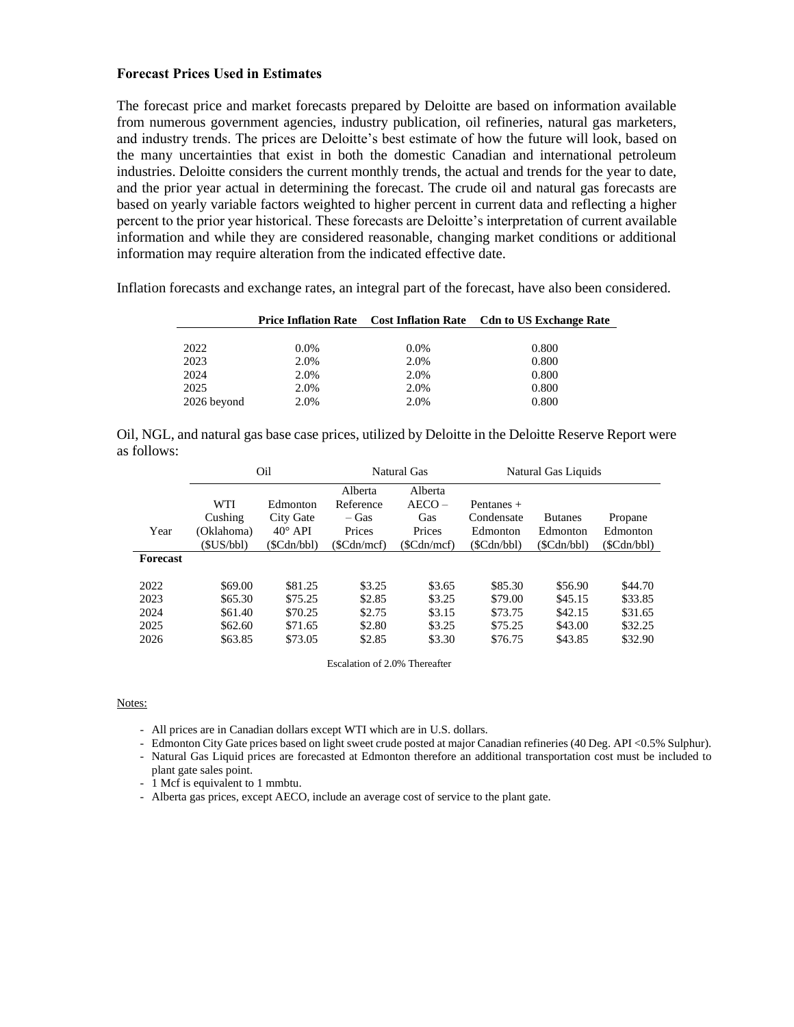**Forecast Prices Used in Estimates**

The forecast price and market forecasts prepared by Deloitte are based on information available from numerous government agencies, industry publication, oil refineries, natural gas marketers, and industry trends. The prices are Deloitte's best estimate of how the future will look, based on the many uncertainties that exist in both the domestic Canadian and international petroleum industries. Deloitte considers the current monthly trends, the actual and trends for the year to date, and the prior year actual in determining the forecast. The crude oil and natural gas forecasts are based on yearly variable factors weighted to higher percent in current data and reflecting a higher percent to the prior year historical. These forecasts are Deloitte's interpretation of current available information and while they are considered reasonable, changing market conditions or additional information may require alteration from the indicated effective date.

Inflation forecasts and exchange rates, an integral part of the forecast, have also been considered.

| | Price Inflation Rate | Cost Inflation Rate | Cdn to US Exchange Rate |
|---|---|---|---|
| 2022 | 0.0% | 0.0% | 0.800 |
| 2023 | 2.0% | 2.0% | 0.800 |
| 2024 | 2.0% | 2.0% | 0.800 |
| 2025 | 2.0% | 2.0% | 0.800 |
| 2026 beyond | 2.0% | 2.0% | 0.800 |

Oil, NGL, and natural gas base case prices, utilized by Deloitte in the Deloitte Reserve Report were as follows:

| | Oil | | Natural Gas | | Natural Gas Liquids | | |
|---|---|---|---|---|---|---|---|
| Year | WTI Cushing (Oklahoma) ($US/bbl) | Edmonton City Gate 40° API ($Cdn/bbl) | Alberta Reference – Gas Prices ($Cdn/mcf) | Alberta AECO – Gas Prices ($Cdn/mcf) | Pentanes + Condensate Edmonton ($Cdn/bbl) | Butanes Edmonton ($Cdn/bbl) | Propane Edmonton ($Cdn/bbl) |
| **Forecast** | | | | | | | |
| 2022 | $69.00 | $81.25 | $3.25 | $3.65 | $85.30 | $56.90 | $44.70 |
| 2023 | $65.30 | $75.25 | $2.85 | $3.25 | $79.00 | $45.15 | $33.85 |
| 2024 | $61.40 | $70.25 | $2.75 | $3.15 | $73.75 | $42.15 | $31.65 |
| 2025 | $62.60 | $71.65 | $2.80 | $3.25 | $75.25 | $43.00 | $32.25 |
| 2026 | $63.85 | $73.05 | $2.85 | $3.30 | $76.75 | $43.85 | $32.90 |

Escalation of 2.0% Thereafter

Notes:

- All prices are in Canadian dollars except WTI which are in U.S. dollars.
- Edmonton City Gate prices based on light sweet crude posted at major Canadian refineries (40 Deg. API <0.5% Sulphur).
- Natural Gas Liquid prices are forecasted at Edmonton therefore an additional transportation cost must be included to plant gate sales point.
- 1 Mcf is equivalent to 1 mmbtu.
- Alberta gas prices, except AECO, include an average cost of service to the plant gate.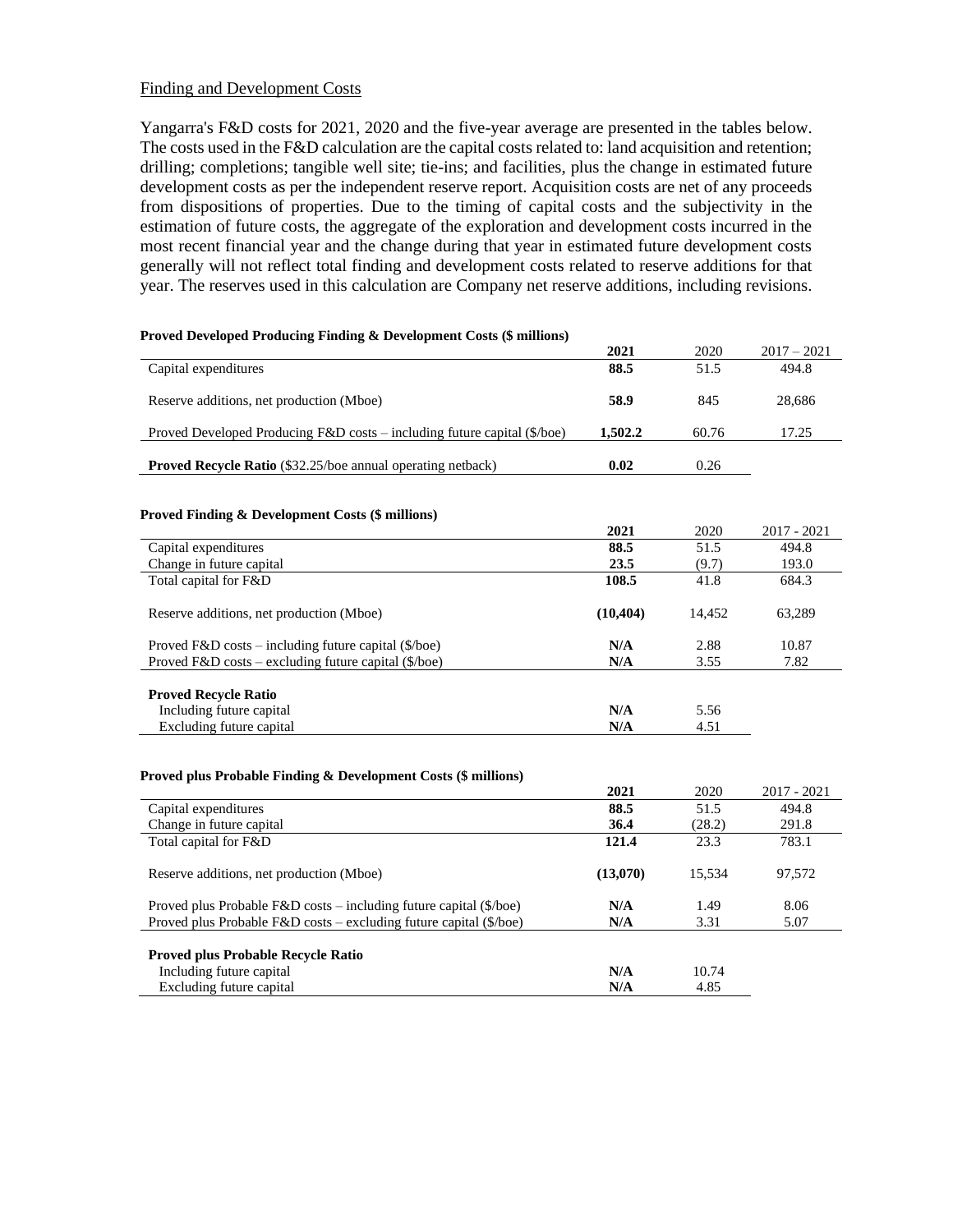Finding and Development Costs

Yangarra's F&D costs for 2021, 2020 and the five-year average are presented in the tables below. The costs used in the F&D calculation are the capital costs related to: land acquisition and retention; drilling; completions; tangible well site; tie-ins; and facilities, plus the change in estimated future development costs as per the independent reserve report. Acquisition costs are net of any proceeds from dispositions of properties. Due to the timing of capital costs and the subjectivity in the estimation of future costs, the aggregate of the exploration and development costs incurred in the most recent financial year and the change during that year in estimated future development costs generally will not reflect total finding and development costs related to reserve additions for that year. The reserves used in this calculation are Company net reserve additions, including revisions.

**Proved Developed Producing Finding & Development Costs ($ millions)**

| | **2021** | 2020 | 2017 – 2021 |
|---|---|---|---|
| Capital expenditures | **88.5** | 51.5 | 494.8 |
| Reserve additions, net production (Mboe) | **58.9** | 845 | 28,686 |
| Proved Developed Producing F&D costs – including future capital ($/boe) | **1,502.2** | 60.76 | 17.25 |
| **Proved Recycle Ratio** ($32.25/boe annual operating netback) | **0.02** | 0.26 | |

**Proved Finding & Development Costs ($ millions)**

| | **2021** | 2020 | 2017 - 2021 |
|---|---|---|---|
| Capital expenditures | **88.5** | 51.5 | 494.8 |
| Change in future capital | **23.5** | (9.7) | 193.0 |
| Total capital for F&D | **108.5** | 41.8 | 684.3 |
| Reserve additions, net production (Mboe) | **(10,404)** | 14,452 | 63,289 |
| Proved F&D costs – including future capital ($/boe) | **N/A** | 2.88 | 10.87 |
| Proved F&D costs – excluding future capital ($/boe) | **N/A** | 3.55 | 7.82 |
| **Proved Recycle Ratio** | | | |
| Including future capital | **N/A** | 5.56 | |
| Excluding future capital | **N/A** | 4.51 | |

**Proved plus Probable Finding & Development Costs ($ millions)**

| | **2021** | 2020 | 2017 - 2021 |
|---|---|---|---|
| Capital expenditures | **88.5** | 51.5 | 494.8 |
| Change in future capital | **36.4** | (28.2) | 291.8 |
| Total capital for F&D | **121.4** | 23.3 | 783.1 |
| Reserve additions, net production (Mboe) | **(13,070)** | 15,534 | 97,572 |
| Proved plus Probable F&D costs – including future capital ($/boe) | **N/A** | 1.49 | 8.06 |
| Proved plus Probable F&D costs – excluding future capital ($/boe) | **N/A** | 3.31 | 5.07 |
| **Proved plus Probable Recycle Ratio** | | | |
| Including future capital | **N/A** | 10.74 | |
| Excluding future capital | **N/A** | 4.85 | |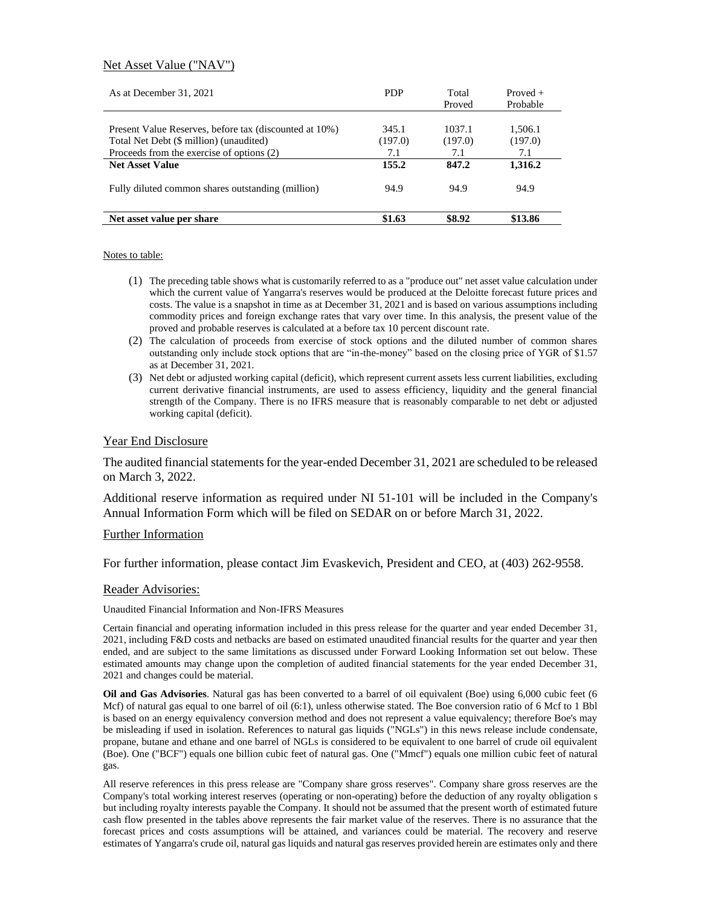## Net Asset Value ("NAV")

| As at December 31, 2021 | PDP | Total Proved | Proved + Probable |
|---|---|---|---|
| Present Value Reserves, before tax (discounted at 10%) | 345.1 | 1037.1 | 1,506.1 |
| Total Net Debt ($ million) (unaudited) | (197.0) | (197.0) | (197.0) |
| Proceeds from the exercise of options (2) | 7.1 | 7.1 | 7.1 |
| **Net Asset Value** | **155.2** | **847.2** | **1,316.2** |
| Fully diluted common shares outstanding (million) | 94.9 | 94.9 | 94.9 |
| **Net asset value per share** | **$1.63** | **$8.92** | **$13.86** |

Notes to table:

(1) The preceding table shows what is customarily referred to as a "produce out" net asset value calculation under which the current value of Yangarra's reserves would be produced at the Deloitte forecast future prices and costs. The value is a snapshot in time as at December 31, 2021 and is based on various assumptions including commodity prices and foreign exchange rates that vary over time. In this analysis, the present value of the proved and probable reserves is calculated at a before tax 10 percent discount rate.

(2) The calculation of proceeds from exercise of stock options and the diluted number of common shares outstanding only include stock options that are "in-the-money" based on the closing price of YGR of $1.57 as at December 31, 2021.

(3) Net debt or adjusted working capital (deficit), which represent current assets less current liabilities, excluding current derivative financial instruments, are used to assess efficiency, liquidity and the general financial strength of the Company. There is no IFRS measure that is reasonably comparable to net debt or adjusted working capital (deficit).

## Year End Disclosure

The audited financial statements for the year-ended December 31, 2021 are scheduled to be released on March 3, 2022.

Additional reserve information as required under NI 51-101 will be included in the Company's Annual Information Form which will be filed on SEDAR on or before March 31, 2022.

## Further Information

For further information, please contact Jim Evaskevich, President and CEO, at (403) 262-9558.

## Reader Advisories:

Unaudited Financial Information and Non-IFRS Measures

Certain financial and operating information included in this press release for the quarter and year ended December 31, 2021, including F&D costs and netbacks are based on estimated unaudited financial results for the quarter and year then ended, and are subject to the same limitations as discussed under Forward Looking Information set out below. These estimated amounts may change upon the completion of audited financial statements for the year ended December 31, 2021 and changes could be material.

**Oil and Gas Advisories**. Natural gas has been converted to a barrel of oil equivalent (Boe) using 6,000 cubic feet (6 Mcf) of natural gas equal to one barrel of oil (6:1), unless otherwise stated. The Boe conversion ratio of 6 Mcf to 1 Bbl is based on an energy equivalency conversion method and does not represent a value equivalency; therefore Boe's may be misleading if used in isolation. References to natural gas liquids ("NGLs") in this news release include condensate, propane, butane and ethane and one barrel of NGLs is considered to be equivalent to one barrel of crude oil equivalent (Boe). One ("BCF") equals one billion cubic feet of natural gas. One ("Mmcf") equals one million cubic feet of natural gas.

All reserve references in this press release are "Company share gross reserves". Company share gross reserves are the Company's total working interest reserves (operating or non-operating) before the deduction of any royalty obligation s but including royalty interests payable the Company. It should not be assumed that the present worth of estimated future cash flow presented in the tables above represents the fair market value of the reserves. There is no assurance that the forecast prices and costs assumptions will be attained, and variances could be material. The recovery and reserve estimates of Yangarra's crude oil, natural gas liquids and natural gas reserves provided herein are estimates only and there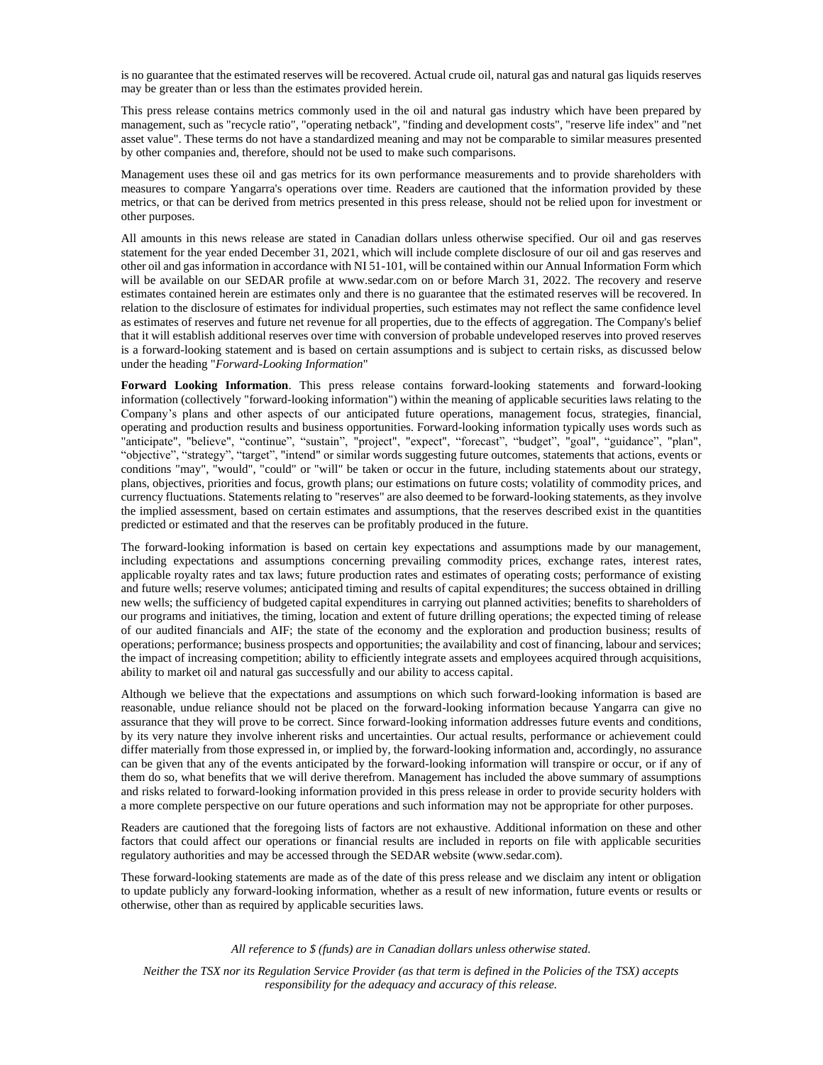is no guarantee that the estimated reserves will be recovered. Actual crude oil, natural gas and natural gas liquids reserves may be greater than or less than the estimates provided herein.

This press release contains metrics commonly used in the oil and natural gas industry which have been prepared by management, such as "recycle ratio", "operating netback", "finding and development costs", "reserve life index" and "net asset value". These terms do not have a standardized meaning and may not be comparable to similar measures presented by other companies and, therefore, should not be used to make such comparisons.

Management uses these oil and gas metrics for its own performance measurements and to provide shareholders with measures to compare Yangarra's operations over time. Readers are cautioned that the information provided by these metrics, or that can be derived from metrics presented in this press release, should not be relied upon for investment or other purposes.

All amounts in this news release are stated in Canadian dollars unless otherwise specified. Our oil and gas reserves statement for the year ended December 31, 2021, which will include complete disclosure of our oil and gas reserves and other oil and gas information in accordance with NI 51-101, will be contained within our Annual Information Form which will be available on our SEDAR profile at www.sedar.com on or before March 31, 2022. The recovery and reserve estimates contained herein are estimates only and there is no guarantee that the estimated reserves will be recovered. In relation to the disclosure of estimates for individual properties, such estimates may not reflect the same confidence level as estimates of reserves and future net revenue for all properties, due to the effects of aggregation. The Company's belief that it will establish additional reserves over time with conversion of probable undeveloped reserves into proved reserves is a forward-looking statement and is based on certain assumptions and is subject to certain risks, as discussed below under the heading "*Forward-Looking Information*"

**Forward Looking Information**. This press release contains forward-looking statements and forward-looking information (collectively "forward-looking information") within the meaning of applicable securities laws relating to the Company's plans and other aspects of our anticipated future operations, management focus, strategies, financial, operating and production results and business opportunities. Forward-looking information typically uses words such as "anticipate", "believe", "continue", "sustain", "project", "expect", "forecast", "budget", "goal", "guidance", "plan", "objective", "strategy", "target", "intend" or similar words suggesting future outcomes, statements that actions, events or conditions "may", "would", "could" or "will" be taken or occur in the future, including statements about our strategy, plans, objectives, priorities and focus, growth plans; our estimations on future costs; volatility of commodity prices, and currency fluctuations. Statements relating to "reserves" are also deemed to be forward-looking statements, as they involve the implied assessment, based on certain estimates and assumptions, that the reserves described exist in the quantities predicted or estimated and that the reserves can be profitably produced in the future.

The forward-looking information is based on certain key expectations and assumptions made by our management, including expectations and assumptions concerning prevailing commodity prices, exchange rates, interest rates, applicable royalty rates and tax laws; future production rates and estimates of operating costs; performance of existing and future wells; reserve volumes; anticipated timing and results of capital expenditures; the success obtained in drilling new wells; the sufficiency of budgeted capital expenditures in carrying out planned activities; benefits to shareholders of our programs and initiatives, the timing, location and extent of future drilling operations; the expected timing of release of our audited financials and AIF; the state of the economy and the exploration and production business; results of operations; performance; business prospects and opportunities; the availability and cost of financing, labour and services; the impact of increasing competition; ability to efficiently integrate assets and employees acquired through acquisitions, ability to market oil and natural gas successfully and our ability to access capital.

Although we believe that the expectations and assumptions on which such forward-looking information is based are reasonable, undue reliance should not be placed on the forward-looking information because Yangarra can give no assurance that they will prove to be correct. Since forward-looking information addresses future events and conditions, by its very nature they involve inherent risks and uncertainties. Our actual results, performance or achievement could differ materially from those expressed in, or implied by, the forward-looking information and, accordingly, no assurance can be given that any of the events anticipated by the forward-looking information will transpire or occur, or if any of them do so, what benefits that we will derive therefrom. Management has included the above summary of assumptions and risks related to forward-looking information provided in this press release in order to provide security holders with a more complete perspective on our future operations and such information may not be appropriate for other purposes.

Readers are cautioned that the foregoing lists of factors are not exhaustive. Additional information on these and other factors that could affect our operations or financial results are included in reports on file with applicable securities regulatory authorities and may be accessed through the SEDAR website (www.sedar.com).

These forward-looking statements are made as of the date of this press release and we disclaim any intent or obligation to update publicly any forward-looking information, whether as a result of new information, future events or results or otherwise, other than as required by applicable securities laws.

*All reference to $ (funds) are in Canadian dollars unless otherwise stated.*

*Neither the TSX nor its Regulation Service Provider (as that term is defined in the Policies of the TSX) accepts responsibility for the adequacy and accuracy of this release.*